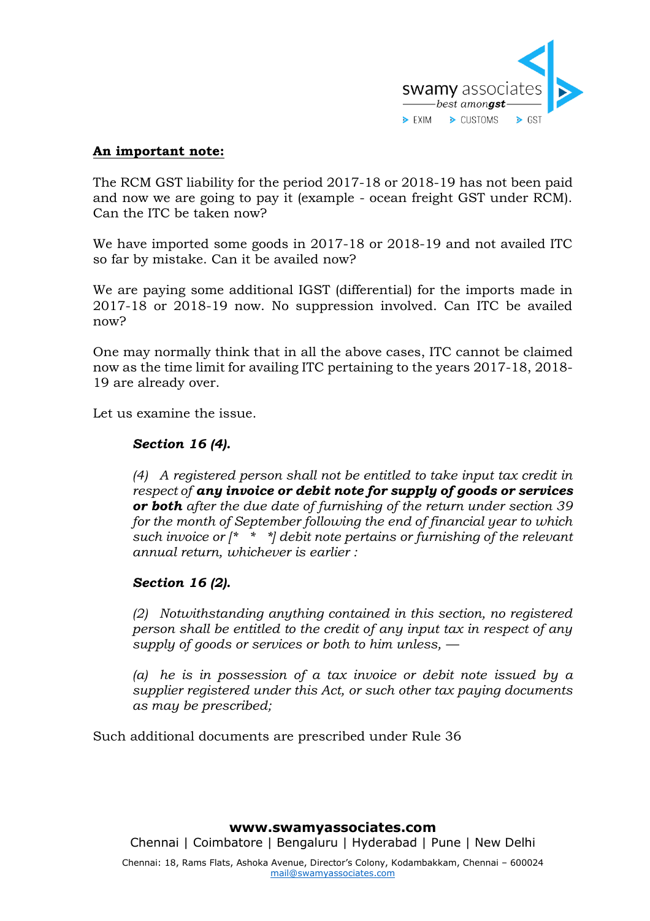**An important note:**

The RCM GST liability for the period 2017-18 or 2018-19 has not been paid and now we are going to pay it (example - ocean freight GST under RCM). Can the ITC be taken now?

We have imported some goods in 2017-18 or 2018-19 and not availed ITC so far by mistake. Can it be availed now?

We are paying some additional IGST (differential) for the imports made in 2017-18 or 2018-19 now. No suppression involved. Can ITC be availed now?

One may normally think that in all the above cases, ITC cannot be claimed now as the time limit for availing ITC pertaining to the years 2017-18, 2018-19 are already over.

Let us examine the issue.

> ***Section 16 (4).***
>
> *(4) A registered person shall not be entitled to take input tax credit in respect of* ***any invoice or debit note for supply of goods or services or both*** *after the due date of furnishing of the return under section 39 for the month of September following the end of financial year to which such invoice or [\* \* \*] debit note pertains or furnishing of the relevant annual return, whichever is earlier :*
>
> ***Section 16 (2).***
>
> *(2) Notwithstanding anything contained in this section, no registered person shall be entitled to the credit of any input tax in respect of any supply of goods or services or both to him unless, —*
>
> *(a) he is in possession of a tax invoice or debit note issued by a supplier registered under this Act, or such other tax paying documents as may be prescribed;*

Such additional documents are prescribed under Rule 36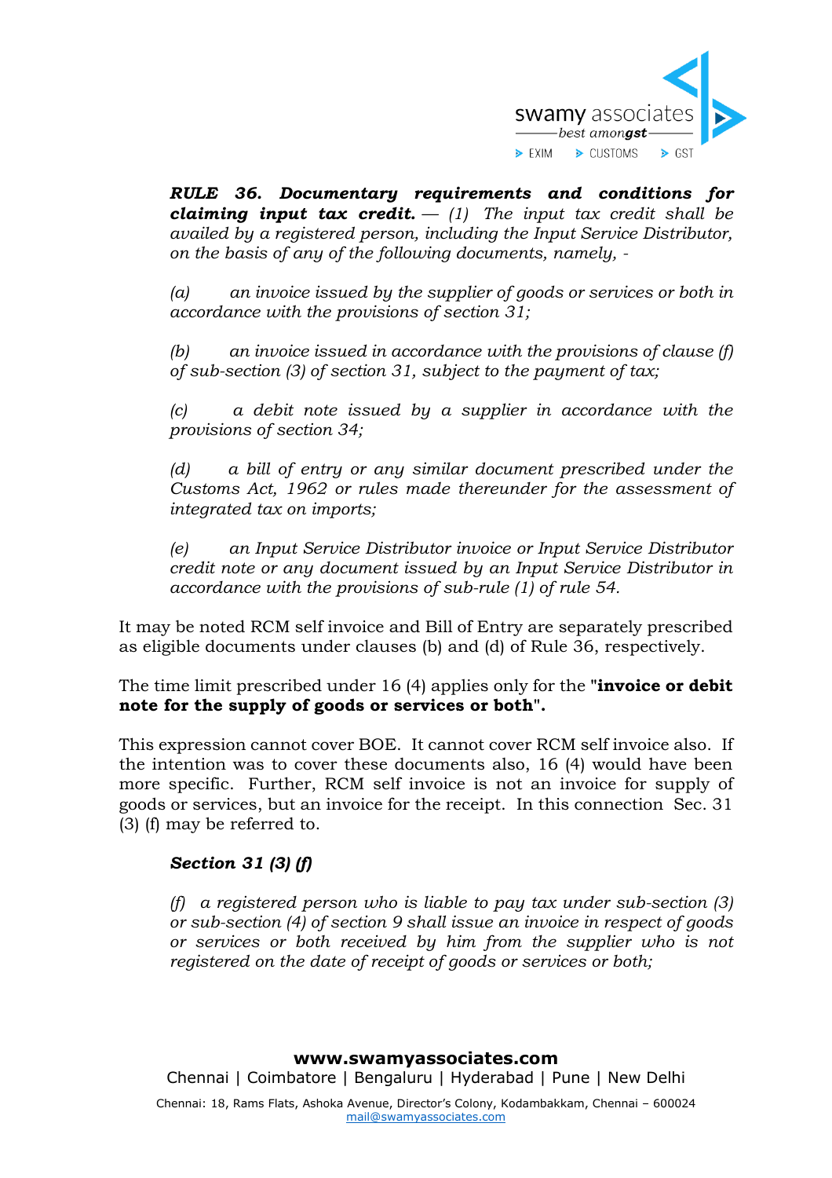***RULE 36. Documentary requirements and conditions for claiming input tax credit.** — (1) The input tax credit shall be availed by a registered person, including the Input Service Distributor, on the basis of any of the following documents, namely, -*

*(a) an invoice issued by the supplier of goods or services or both in accordance with the provisions of section 31;*

*(b) an invoice issued in accordance with the provisions of clause (f) of sub-section (3) of section 31, subject to the payment of tax;*

*(c) a debit note issued by a supplier in accordance with the provisions of section 34;*

*(d) a bill of entry or any similar document prescribed under the Customs Act, 1962 or rules made thereunder for the assessment of integrated tax on imports;*

*(e) an Input Service Distributor invoice or Input Service Distributor credit note or any document issued by an Input Service Distributor in accordance with the provisions of sub-rule (1) of rule 54.*

It may be noted RCM self invoice and Bill of Entry are separately prescribed as eligible documents under clauses (b) and (d) of Rule 36, respectively.

The time limit prescribed under 16 (4) applies only for the "**invoice or debit note for the supply of goods or services or both**".

This expression cannot cover BOE. It cannot cover RCM self invoice also. If the intention was to cover these documents also, 16 (4) would have been more specific. Further, RCM self invoice is not an invoice for supply of goods or services, but an invoice for the receipt. In this connection Sec. 31 (3) (f) may be referred to.

***Section 31 (3) (f)***

*(f) a registered person who is liable to pay tax under sub-section (3) or sub-section (4) of section 9 shall issue an invoice in respect of goods or services or both received by him from the supplier who is not registered on the date of receipt of goods or services or both;*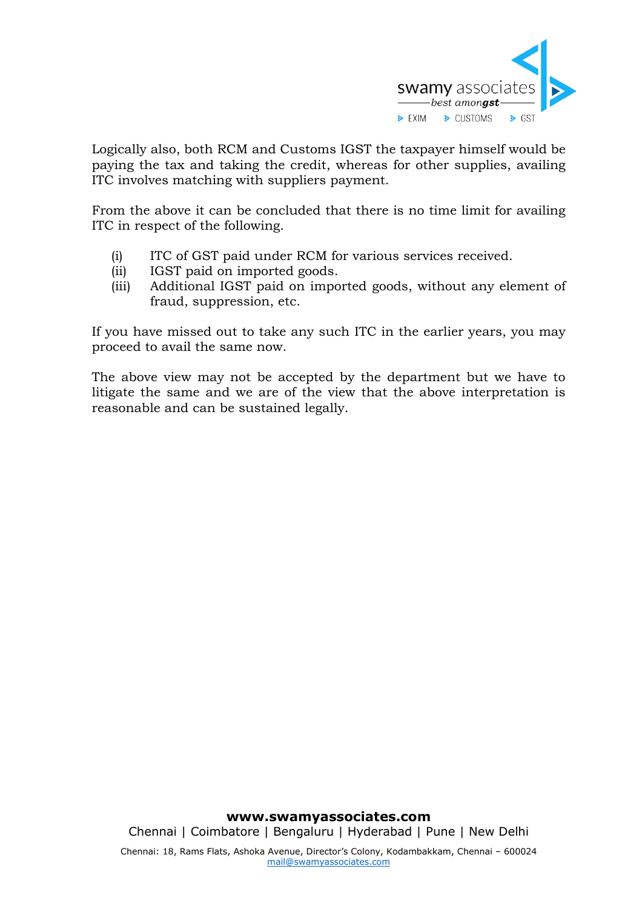Logically also, both RCM and Customs IGST the taxpayer himself would be paying the tax and taking the credit, whereas for other supplies, availing ITC involves matching with suppliers payment.

From the above it can be concluded that there is no time limit for availing ITC in respect of the following.

(i) ITC of GST paid under RCM for various services received.
(ii) IGST paid on imported goods.
(iii) Additional IGST paid on imported goods, without any element of fraud, suppression, etc.

If you have missed out to take any such ITC in the earlier years, you may proceed to avail the same now.

The above view may not be accepted by the department but we have to litigate the same and we are of the view that the above interpretation is reasonable and can be sustained legally.